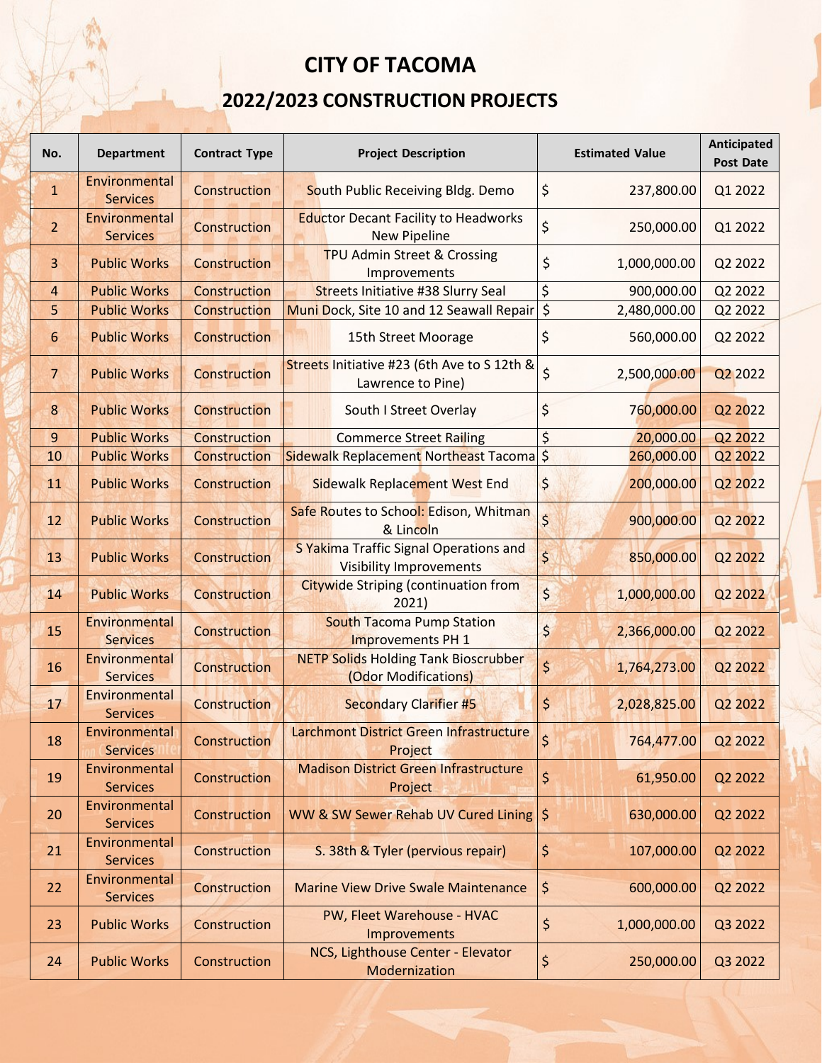# CITY OF TACOMA

## 2022/2023 CONSTRUCTION PROJECTS

| No. | Department | Contract Type | Project Description | Estimated Value | Anticipated Post Date |
|---|---|---|---|---|---|
| 1 | Environmental Services | Construction | South Public Receiving Bldg. Demo | $ 237,800.00 | Q1 2022 |
| 2 | Environmental Services | Construction | Eductor Decant Facility to Headworks New Pipeline | $ 250,000.00 | Q1 2022 |
| 3 | Public Works | Construction | TPU Admin Street & Crossing Improvements | $ 1,000,000.00 | Q2 2022 |
| 4 | Public Works | Construction | Streets Initiative #38 Slurry Seal | $ 900,000.00 | Q2 2022 |
| 5 | Public Works | Construction | Muni Dock, Site 10 and 12 Seawall Repair | $ 2,480,000.00 | Q2 2022 |
| 6 | Public Works | Construction | 15th Street Moorage | $ 560,000.00 | Q2 2022 |
| 7 | Public Works | Construction | Streets Initiative #23 (6th Ave to S 12th & Lawrence to Pine) | $ 2,500,000.00 | Q2 2022 |
| 8 | Public Works | Construction | South I Street Overlay | $ 760,000.00 | Q2 2022 |
| 9 | Public Works | Construction | Commerce Street Railing | $ 20,000.00 | Q2 2022 |
| 10 | Public Works | Construction | Sidewalk Replacement Northeast Tacoma | $ 260,000.00 | Q2 2022 |
| 11 | Public Works | Construction | Sidewalk Replacement West End | $ 200,000.00 | Q2 2022 |
| 12 | Public Works | Construction | Safe Routes to School: Edison, Whitman & Lincoln | $ 900,000.00 | Q2 2022 |
| 13 | Public Works | Construction | S Yakima Traffic Signal Operations and Visibility Improvements | $ 850,000.00 | Q2 2022 |
| 14 | Public Works | Construction | Citywide Striping (continuation from 2021) | $ 1,000,000.00 | Q2 2022 |
| 15 | Environmental Services | Construction | South Tacoma Pump Station Improvements PH 1 | $ 2,366,000.00 | Q2 2022 |
| 16 | Environmental Services | Construction | NETP Solids Holding Tank Bioscrubber (Odor Modifications) | $ 1,764,273.00 | Q2 2022 |
| 17 | Environmental Services | Construction | Secondary Clarifier #5 | $ 2,028,825.00 | Q2 2022 |
| 18 | Environmental Services | Construction | Larchmont District Green Infrastructure Project | $ 764,477.00 | Q2 2022 |
| 19 | Environmental Services | Construction | Madison District Green Infrastructure Project | $ 61,950.00 | Q2 2022 |
| 20 | Environmental Services | Construction | WW & SW Sewer Rehab UV Cured Lining | $ 630,000.00 | Q2 2022 |
| 21 | Environmental Services | Construction | S. 38th & Tyler (pervious repair) | $ 107,000.00 | Q2 2022 |
| 22 | Environmental Services | Construction | Marine View Drive Swale Maintenance | $ 600,000.00 | Q2 2022 |
| 23 | Public Works | Construction | PW, Fleet Warehouse - HVAC Improvements | $ 1,000,000.00 | Q3 2022 |
| 24 | Public Works | Construction | NCS, Lighthouse Center - Elevator Modernization | $ 250,000.00 | Q3 2022 |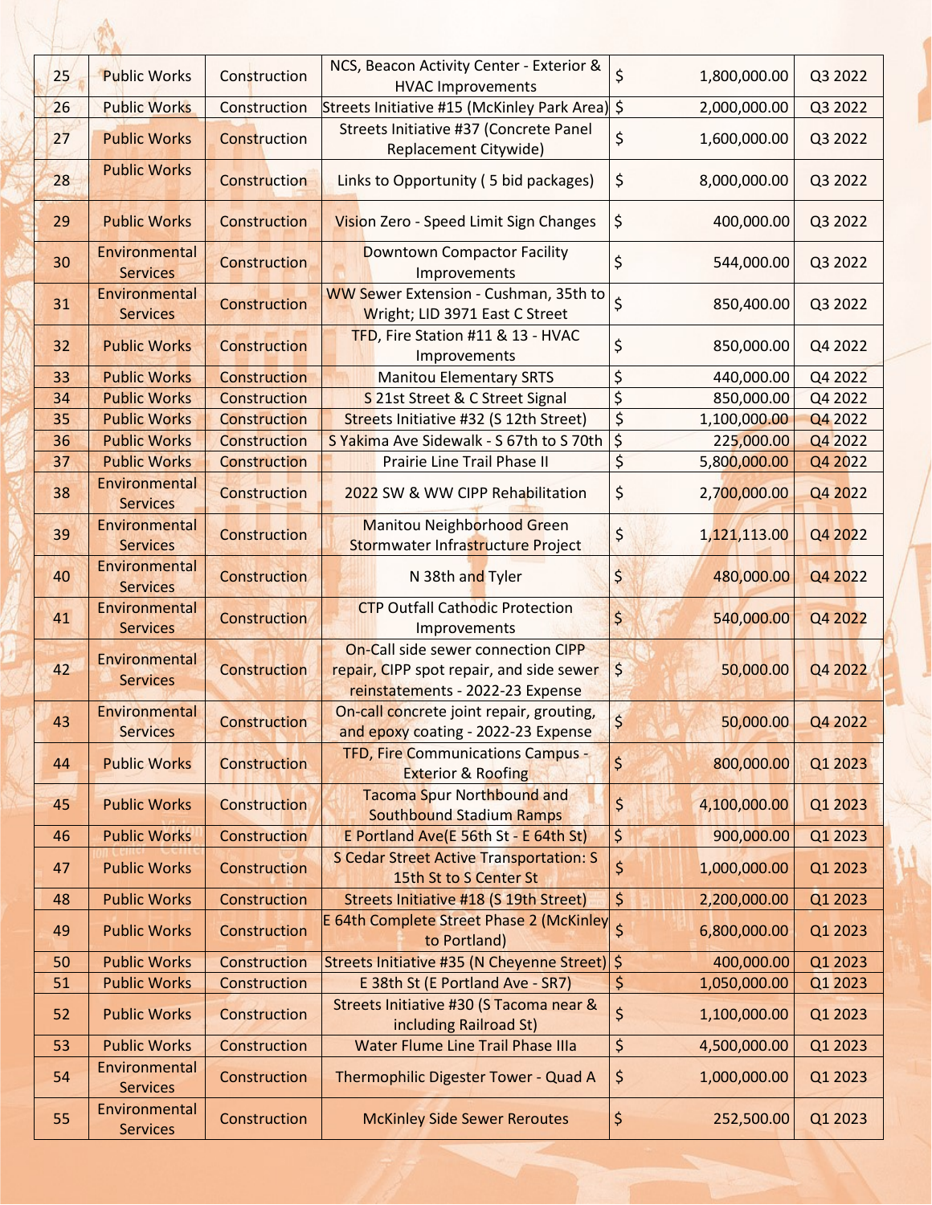| 25 | Public Works | Construction | NCS, Beacon Activity Center - Exterior & HVAC Improvements | $ | 1,800,000.00 | Q3 2022 |
|---|---|---|---|---|---|---|
| 26 | Public Works | Construction | Streets Initiative #15 (McKinley Park Area) | $ | 2,000,000.00 | Q3 2022 |
| 27 | Public Works | Construction | Streets Initiative #37 (Concrete Panel Replacement Citywide) | $ | 1,600,000.00 | Q3 2022 |
| 28 | Public Works | Construction | Links to Opportunity ( 5 bid packages) | $ | 8,000,000.00 | Q3 2022 |
| 29 | Public Works | Construction | Vision Zero - Speed Limit Sign Changes | $ | 400,000.00 | Q3 2022 |
| 30 | Environmental Services | Construction | Downtown Compactor Facility Improvements | $ | 544,000.00 | Q3 2022 |
| 31 | Environmental Services | Construction | WW Sewer Extension - Cushman, 35th to Wright; LID 3971 East C Street | $ | 850,400.00 | Q3 2022 |
| 32 | Public Works | Construction | TFD, Fire Station #11 & 13 - HVAC Improvements | $ | 850,000.00 | Q4 2022 |
| 33 | Public Works | Construction | Manitou Elementary SRTS | $ | 440,000.00 | Q4 2022 |
| 34 | Public Works | Construction | S 21st Street & C Street Signal | $ | 850,000.00 | Q4 2022 |
| 35 | Public Works | Construction | Streets Initiative #32 (S 12th Street) | $ | 1,100,000.00 | Q4 2022 |
| 36 | Public Works | Construction | S Yakima Ave Sidewalk - S 67th to S 70th | $ | 225,000.00 | Q4 2022 |
| 37 | Public Works | Construction | Prairie Line Trail Phase II | $ | 5,800,000.00 | Q4 2022 |
| 38 | Environmental Services | Construction | 2022 SW & WW CIPP Rehabilitation | $ | 2,700,000.00 | Q4 2022 |
| 39 | Environmental Services | Construction | Manitou Neighborhood Green Stormwater Infrastructure Project | $ | 1,121,113.00 | Q4 2022 |
| 40 | Environmental Services | Construction | N 38th and Tyler | $ | 480,000.00 | Q4 2022 |
| 41 | Environmental Services | Construction | CTP Outfall Cathodic Protection Improvements | $ | 540,000.00 | Q4 2022 |
| 42 | Environmental Services | Construction | On-Call side sewer connection CIPP repair, CIPP spot repair, and side sewer reinstatements - 2022-23 Expense | $ | 50,000.00 | Q4 2022 |
| 43 | Environmental Services | Construction | On-call concrete joint repair, grouting, and epoxy coating - 2022-23 Expense | $ | 50,000.00 | Q4 2022 |
| 44 | Public Works | Construction | TFD, Fire Communications Campus - Exterior & Roofing | $ | 800,000.00 | Q1 2023 |
| 45 | Public Works | Construction | Tacoma Spur Northbound and Southbound Stadium Ramps | $ | 4,100,000.00 | Q1 2023 |
| 46 | Public Works | Construction | E Portland Ave(E 56th St - E 64th St) | $ | 900,000.00 | Q1 2023 |
| 47 | Public Works | Construction | S Cedar Street Active Transportation: S 15th St to S Center St | $ | 1,000,000.00 | Q1 2023 |
| 48 | Public Works | Construction | Streets Initiative #18 (S 19th Street) | $ | 2,200,000.00 | Q1 2023 |
| 49 | Public Works | Construction | E 64th Complete Street Phase 2 (McKinley to Portland) | $ | 6,800,000.00 | Q1 2023 |
| 50 | Public Works | Construction | Streets Initiative #35 (N Cheyenne Street) | $ | 400,000.00 | Q1 2023 |
| 51 | Public Works | Construction | E 38th St (E Portland Ave - SR7) | $ | 1,050,000.00 | Q1 2023 |
| 52 | Public Works | Construction | Streets Initiative #30 (S Tacoma near & including Railroad St) | $ | 1,100,000.00 | Q1 2023 |
| 53 | Public Works | Construction | Water Flume Line Trail Phase IIIa | $ | 4,500,000.00 | Q1 2023 |
| 54 | Environmental Services | Construction | Thermophilic Digester Tower - Quad A | $ | 1,000,000.00 | Q1 2023 |
| 55 | Environmental Services | Construction | McKinley Side Sewer Reroutes | $ | 252,500.00 | Q1 2023 |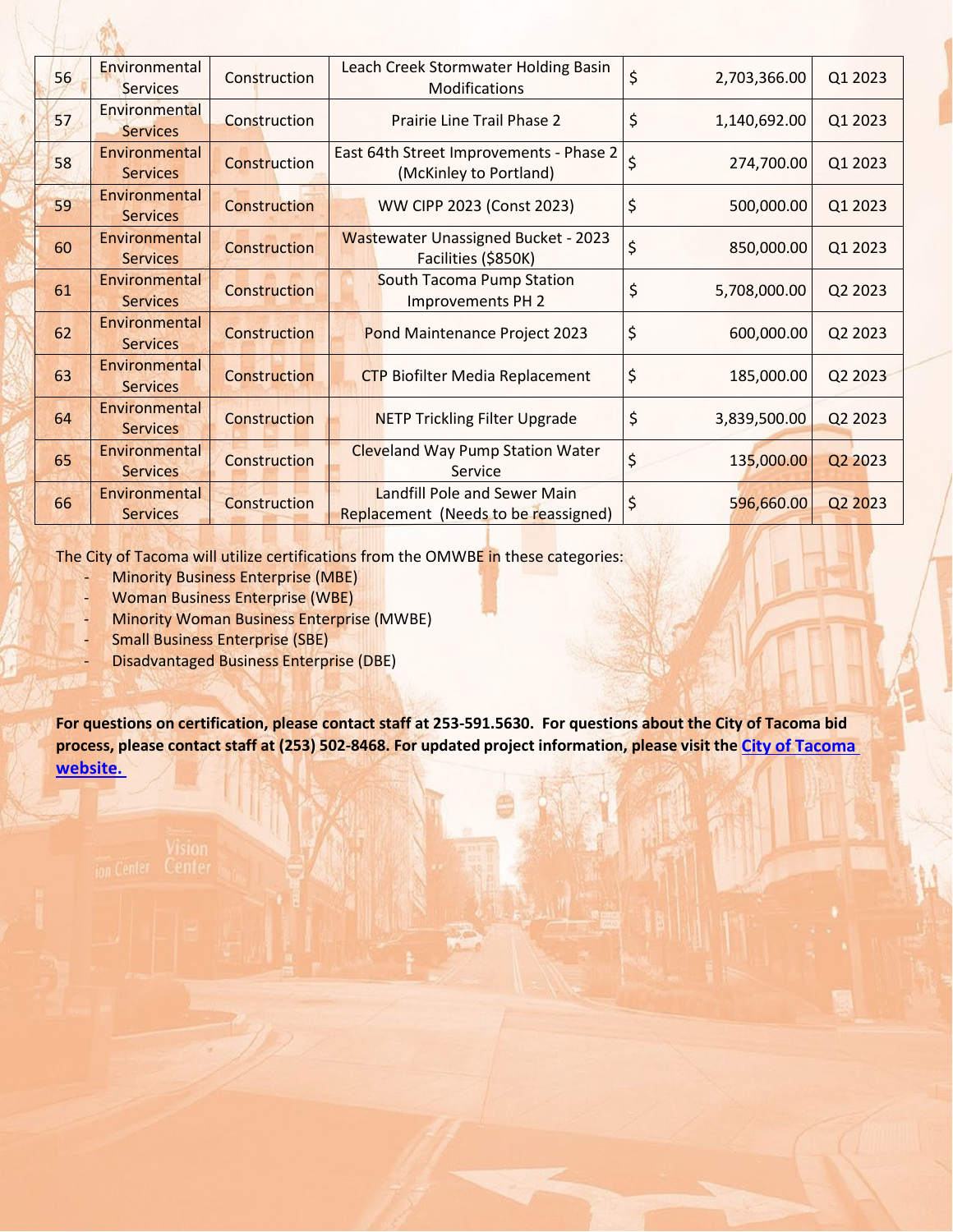| | | | | | |
|---|---|---|---|---|---|
| 56 | Environmental Services | Construction | Leach Creek Stormwater Holding Basin Modifications | $ 2,703,366.00 | Q1 2023 |
| 57 | Environmental Services | Construction | Prairie Line Trail Phase 2 | $ 1,140,692.00 | Q1 2023 |
| 58 | Environmental Services | Construction | East 64th Street Improvements - Phase 2 (McKinley to Portland) | $ 274,700.00 | Q1 2023 |
| 59 | Environmental Services | Construction | WW CIPP 2023 (Const 2023) | $ 500,000.00 | Q1 2023 |
| 60 | Environmental Services | Construction | Wastewater Unassigned Bucket - 2023 Facilities ($850K) | $ 850,000.00 | Q1 2023 |
| 61 | Environmental Services | Construction | South Tacoma Pump Station Improvements PH 2 | $ 5,708,000.00 | Q2 2023 |
| 62 | Environmental Services | Construction | Pond Maintenance Project 2023 | $ 600,000.00 | Q2 2023 |
| 63 | Environmental Services | Construction | CTP Biofilter Media Replacement | $ 185,000.00 | Q2 2023 |
| 64 | Environmental Services | Construction | NETP Trickling Filter Upgrade | $ 3,839,500.00 | Q2 2023 |
| 65 | Environmental Services | Construction | Cleveland Way Pump Station Water Service | $ 135,000.00 | Q2 2023 |
| 66 | Environmental Services | Construction | Landfill Pole and Sewer Main Replacement (Needs to be reassigned) | $ 596,660.00 | Q2 2023 |

The City of Tacoma will utilize certifications from the OMWBE in these categories:

- Minority Business Enterprise (MBE)
- Woman Business Enterprise (WBE)
- Minority Woman Business Enterprise (MWBE)
- Small Business Enterprise (SBE)
- Disadvantaged Business Enterprise (DBE)

**For questions on certification, please contact staff at 253-591.5630. For questions about the City of Tacoma bid process, please contact staff at (253) 502-8468. For updated project information, please visit the City of Tacoma website.**